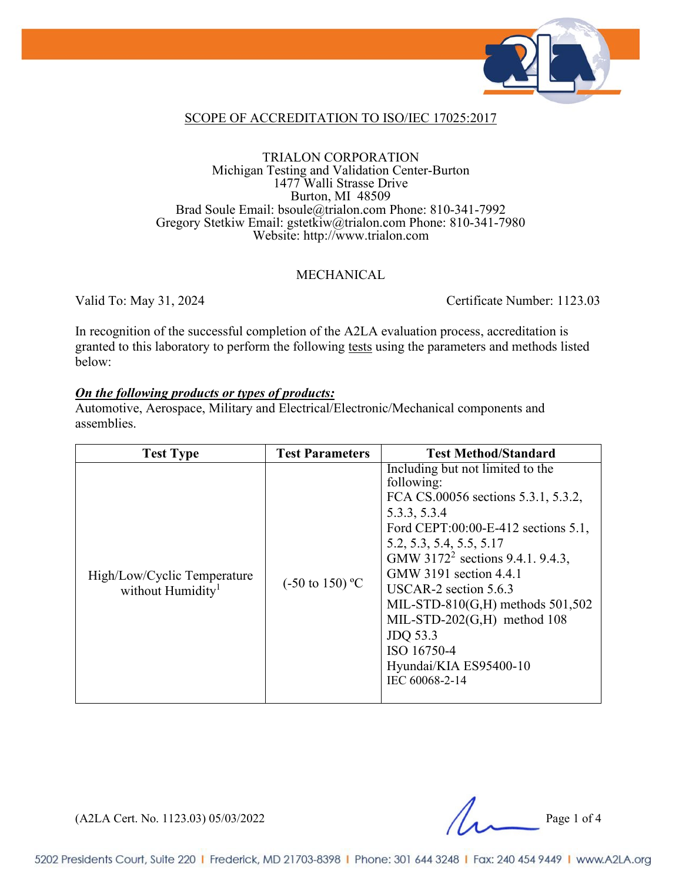## SCOPE OF ACCREDITATION TO ISO/IEC 17025:2017

TRIALON CORPORATION
Michigan Testing and Validation Center-Burton
1477 Walli Strasse Drive
Burton, MI 48509
Brad Soule Email: bsoule@trialon.com Phone: 810-341-7992
Gregory Stetkiw Email: gstetkiw@trialon.com Phone: 810-341-7980
Website: http://www.trialon.com

### MECHANICAL

Valid To: May 31, 2024 Certificate Number: 1123.03

In recognition of the successful completion of the A2LA evaluation process, accreditation is granted to this laboratory to perform the following tests using the parameters and methods listed below:

***On the following products or types of products:***
Automotive, Aerospace, Military and Electrical/Electronic/Mechanical components and assemblies.

| Test Type | Test Parameters | Test Method/Standard |
|---|---|---|
| High/Low/Cyclic Temperature without Humidity[1] | (-50 to 150) ºC | Including but not limited to the following:<br>FCA CS.00056 sections 5.3.1, 5.3.2, 5.3.3, 5.3.4<br>Ford CEPT:00:00-E-412 sections 5.1, 5.2, 5.3, 5.4, 5.5, 5.17<br>GMW 3172[2] sections 9.4.1. 9.4.3,<br>GMW 3191 section 4.4.1<br>USCAR-2 section 5.6.3<br>MIL-STD-810(G,H) methods 501,502<br>MIL-STD-202(G,H) method 108<br>JDQ 53.3<br>ISO 16750-4<br>Hyundai/KIA ES95400-10<br>IEC 60068-2-14 |

(A2LA Cert. No. 1123.03) 05/03/2022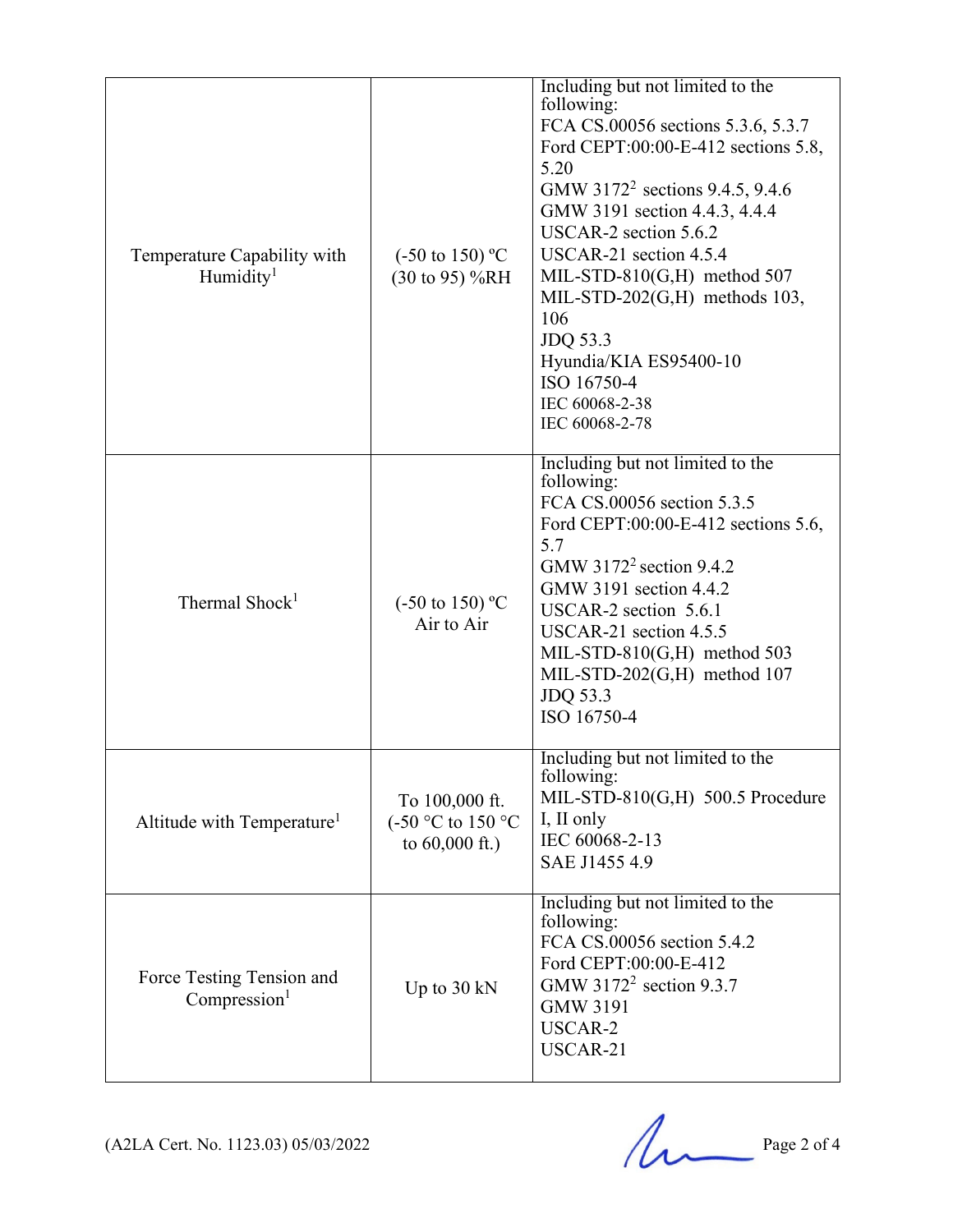| | | |
|---|---|---|
| Temperature Capability with Humidity[1] | (-50 to 150) ºC<br>(30 to 95) %RH | Including but not limited to the following:<br>FCA CS.00056 sections 5.3.6, 5.3.7<br>Ford CEPT:00:00-E-412 sections 5.8, 5.20<br>GMW 3172[2] sections 9.4.5, 9.4.6<br>GMW 3191 section 4.4.3, 4.4.4<br>USCAR-2 section 5.6.2<br>USCAR-21 section 4.5.4<br>MIL-STD-810(G,H) method 507<br>MIL-STD-202(G,H) methods 103, 106<br>JDQ 53.3<br>Hyundia/KIA ES95400-10<br>ISO 16750-4<br>IEC 60068-2-38<br>IEC 60068-2-78 |
| Thermal Shock[1] | (-50 to 150) ºC<br>Air to Air | Including but not limited to the following:<br>FCA CS.00056 section 5.3.5<br>Ford CEPT:00:00-E-412 sections 5.6, 5.7<br>GMW 3172[2] section 9.4.2<br>GMW 3191 section 4.4.2<br>USCAR-2 section 5.6.1<br>USCAR-21 section 4.5.5<br>MIL-STD-810(G,H) method 503<br>MIL-STD-202(G,H) method 107<br>JDQ 53.3<br>ISO 16750-4 |
| Altitude with Temperature[1] | To 100,000 ft.<br>(-50 °C to 150 °C to 60,000 ft.) | Including but not limited to the following:<br>MIL-STD-810(G,H) 500.5 Procedure I, II only<br>IEC 60068-2-13<br>SAE J1455 4.9 |
| Force Testing Tension and Compression[1] | Up to 30 kN | Including but not limited to the following:<br>FCA CS.00056 section 5.4.2<br>Ford CEPT:00:00-E-412<br>GMW 3172[2] section 9.3.7<br>GMW 3191<br>USCAR-2<br>USCAR-21 |

(A2LA Cert. No. 1123.03) 05/03/2022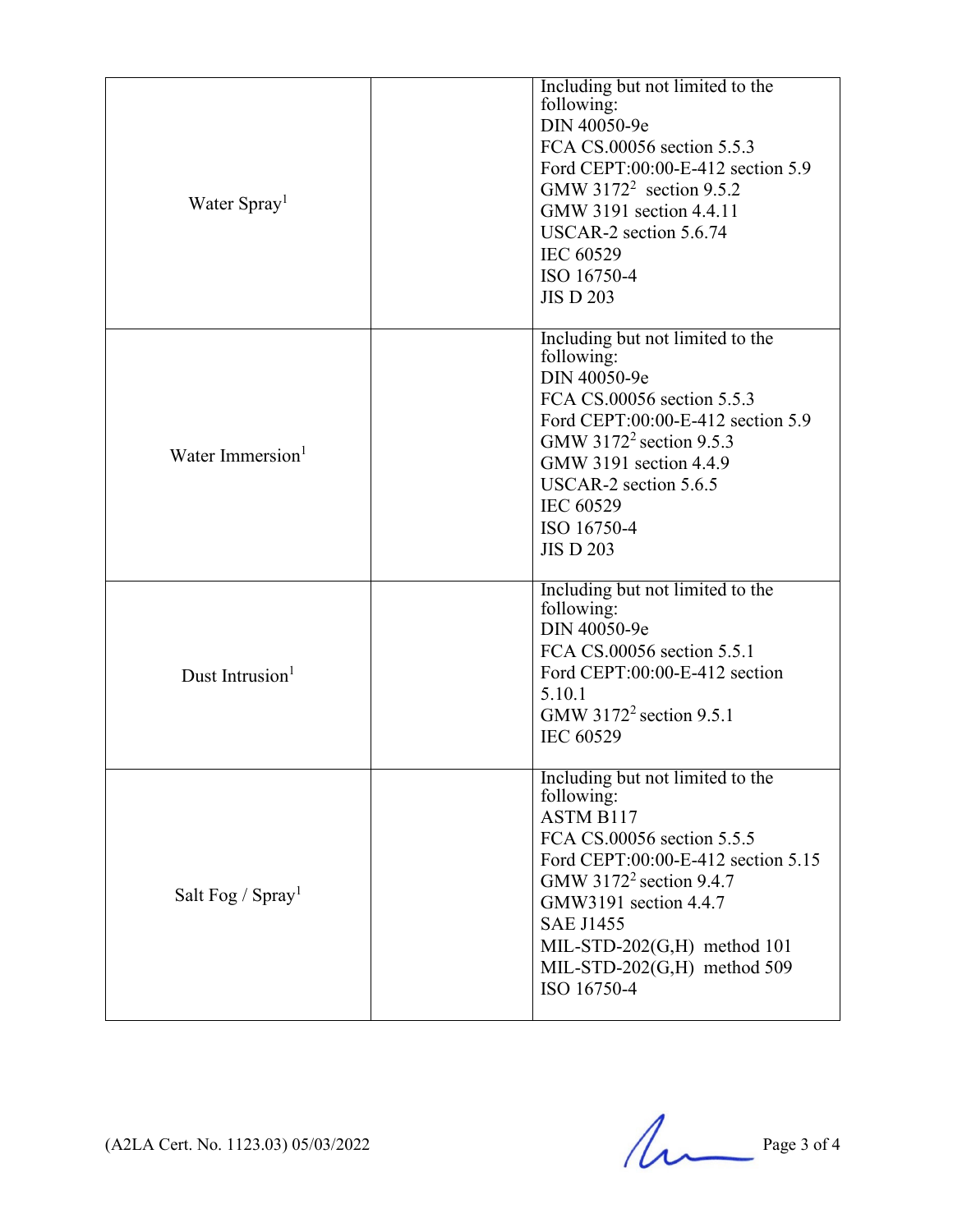| | | |
|---|---|---|
| Water Spray[1] | | Including but not limited to the following:<br>DIN 40050-9e<br>FCA CS.00056 section 5.5.3<br>Ford CEPT:00:00-E-412 section 5.9<br>GMW 3172[2] section 9.5.2<br>GMW 3191 section 4.4.11<br>USCAR-2 section 5.6.74<br>IEC 60529<br>ISO 16750-4<br>JIS D 203 |
| Water Immersion[1] | | Including but not limited to the following:<br>DIN 40050-9e<br>FCA CS.00056 section 5.5.3<br>Ford CEPT:00:00-E-412 section 5.9<br>GMW 3172[2] section 9.5.3<br>GMW 3191 section 4.4.9<br>USCAR-2 section 5.6.5<br>IEC 60529<br>ISO 16750-4<br>JIS D 203 |
| Dust Intrusion[1] | | Including but not limited to the following:<br>DIN 40050-9e<br>FCA CS.00056 section 5.5.1<br>Ford CEPT:00:00-E-412 section 5.10.1<br>GMW 3172[2] section 9.5.1<br>IEC 60529 |
| Salt Fog / Spray[1] | | Including but not limited to the following:<br>ASTM B117<br>FCA CS.00056 section 5.5.5<br>Ford CEPT:00:00-E-412 section 5.15<br>GMW 3172[2] section 9.4.7<br>GMW3191 section 4.4.7<br>SAE J1455<br>MIL-STD-202(G,H) method 101<br>MIL-STD-202(G,H) method 509<br>ISO 16750-4 |

(A2LA Cert. No. 1123.03) 05/03/2022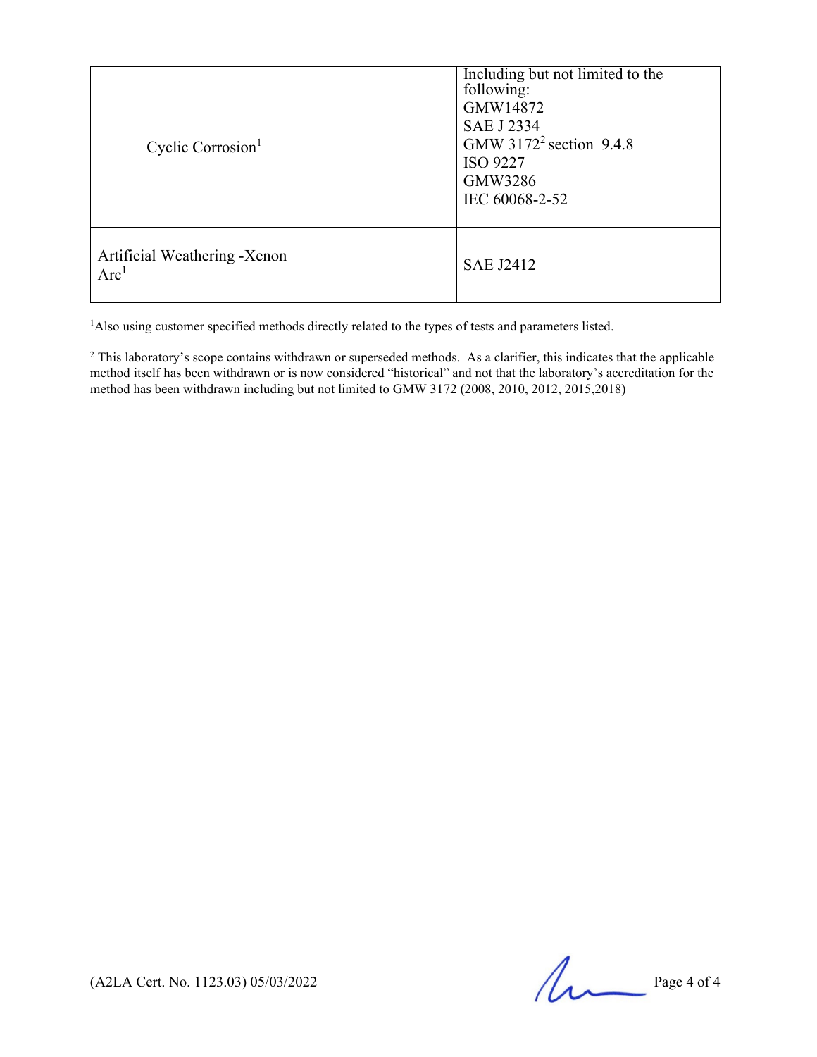| | | |
|---|---|---|
| Cyclic Corrosion[1] | | Including but not limited to the following:<br>GMW14872<br>SAE J 2334<br>GMW 3172[2] section 9.4.8<br>ISO 9227<br>GMW3286<br>IEC 60068-2-52 |
| Artificial Weathering -Xenon Arc[1] | | SAE J2412 |

[1]Also using customer specified methods directly related to the types of tests and parameters listed.

[2] This laboratory's scope contains withdrawn or superseded methods. As a clarifier, this indicates that the applicable method itself has been withdrawn or is now considered "historical" and not that the laboratory's accreditation for the method has been withdrawn including but not limited to GMW 3172 (2008, 2010, 2012, 2015,2018)

(A2LA Cert. No. 1123.03) 05/03/2022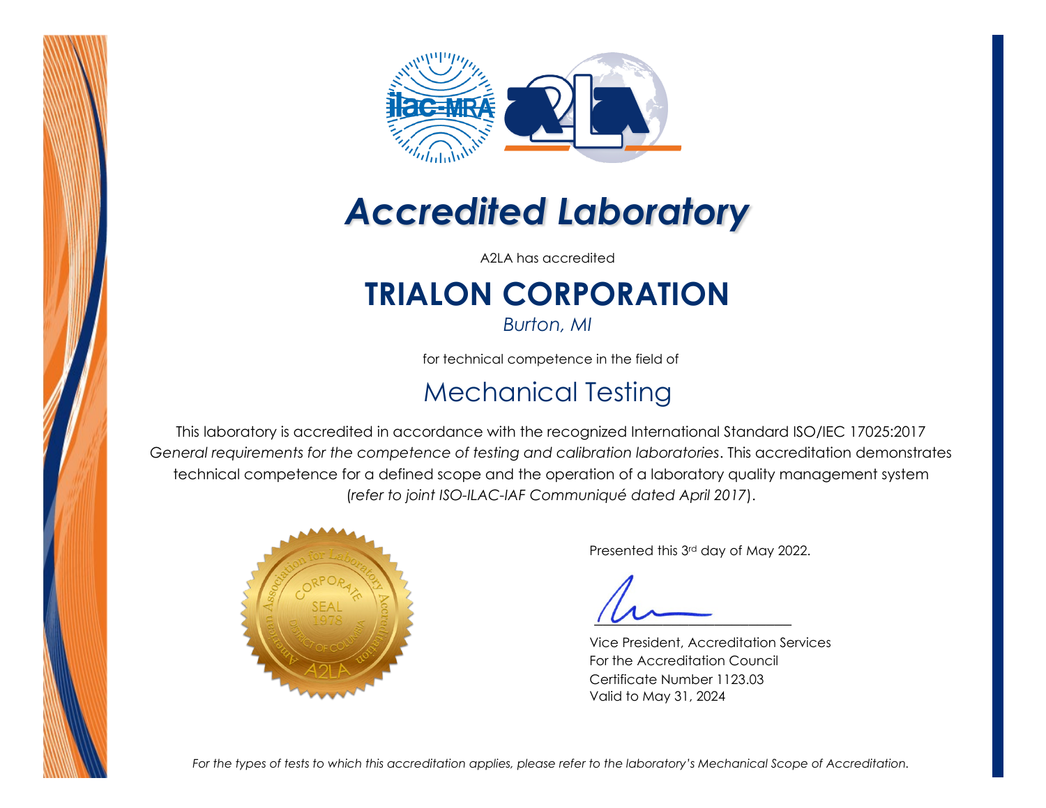# Accredited Laboratory

A2LA has accredited

## TRIALON CORPORATION

*Burton, MI*

for technical competence in the field of

## Mechanical Testing

This laboratory is accredited in accordance with the recognized International Standard ISO/IEC 17025:2017 *General requirements for the competence of testing and calibration laboratories*. This accreditation demonstrates technical competence for a defined scope and the operation of a laboratory quality management system (*refer to joint ISO-ILAC-IAF Communiqué dated April 2017*).

Presented this 3rd day of May 2022.

Vice President, Accreditation Services
For the Accreditation Council
Certificate Number 1123.03
Valid to May 31, 2024

*For the types of tests to which this accreditation applies, please refer to the laboratory's Mechanical Scope of Accreditation.*